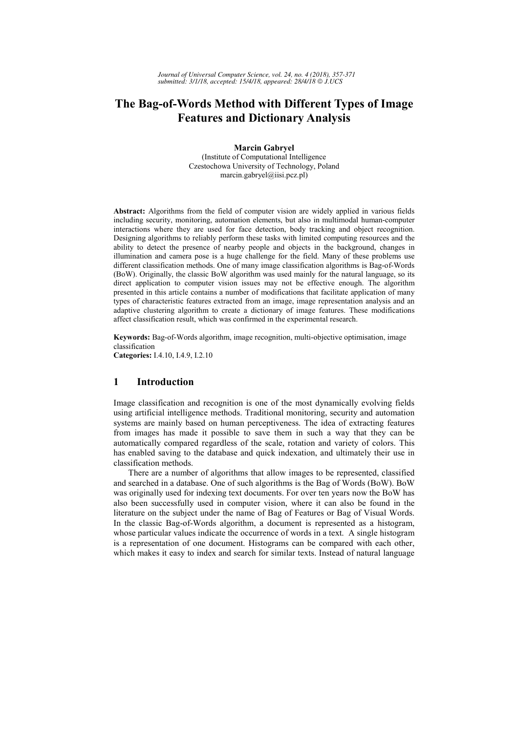# The Bag-of-Words Method with Different Types of Image Features and Dictionary Analysis

**Marcin Gabryel**
(Institute of Computational Intelligence
Czestochowa University of Technology, Poland
marcin.gabryel@iisi.pcz.pl)

**Abstract:** Algorithms from the field of computer vision are widely applied in various fields including security, monitoring, automation elements, but also in multimodal human-computer interactions where they are used for face detection, body tracking and object recognition. Designing algorithms to reliably perform these tasks with limited computing resources and the ability to detect the presence of nearby people and objects in the background, changes in illumination and camera pose is a huge challenge for the field. Many of these problems use different classification methods. One of many image classification algorithms is Bag-of-Words (BoW). Originally, the classic BoW algorithm was used mainly for the natural language, so its direct application to computer vision issues may not be effective enough. The algorithm presented in this article contains a number of modifications that facilitate application of many types of characteristic features extracted from an image, image representation analysis and an adaptive clustering algorithm to create a dictionary of image features. These modifications affect classification result, which was confirmed in the experimental research.

**Keywords:** Bag-of-Words algorithm, image recognition, multi-objective optimisation, image classification
**Categories:** I.4.10, I.4.9, I.2.10

## 1 Introduction

Image classification and recognition is one of the most dynamically evolving fields using artificial intelligence methods. Traditional monitoring, security and automation systems are mainly based on human perceptiveness. The idea of extracting features from images has made it possible to save them in such a way that they can be automatically compared regardless of the scale, rotation and variety of colors. This has enabled saving to the database and quick indexation, and ultimately their use in classification methods.

There are a number of algorithms that allow images to be represented, classified and searched in a database. One of such algorithms is the Bag of Words (BoW). BoW was originally used for indexing text documents. For over ten years now the BoW has also been successfully used in computer vision, where it can also be found in the literature on the subject under the name of Bag of Features or Bag of Visual Words. In the classic Bag-of-Words algorithm, a document is represented as a histogram, whose particular values indicate the occurrence of words in a text. A single histogram is a representation of one document. Histograms can be compared with each other, which makes it easy to index and search for similar texts. Instead of natural language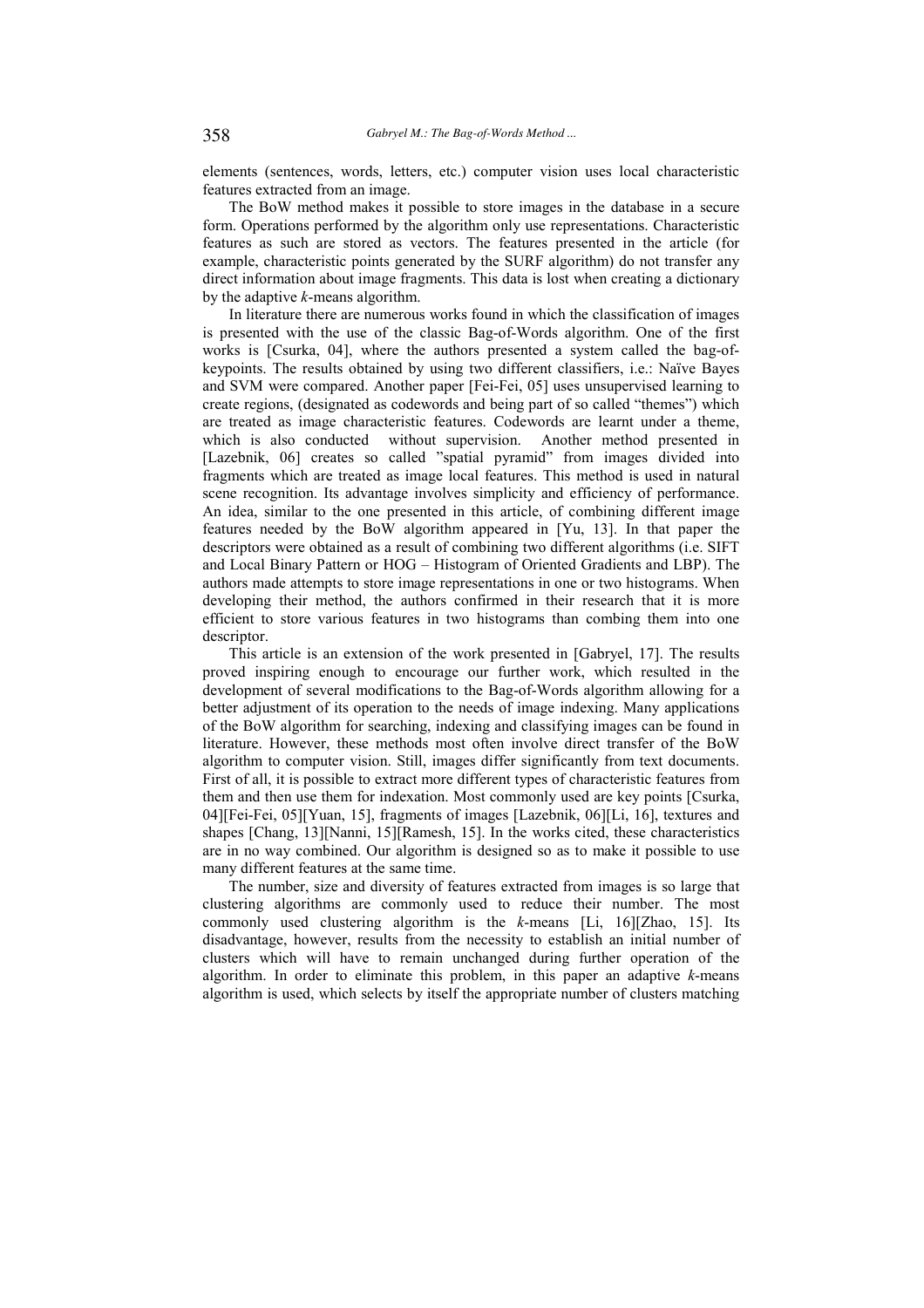elements (sentences, words, letters, etc.) computer vision uses local characteristic features extracted from an image.

The BoW method makes it possible to store images in the database in a secure form. Operations performed by the algorithm only use representations. Characteristic features as such are stored as vectors. The features presented in the article (for example, characteristic points generated by the SURF algorithm) do not transfer any direct information about image fragments. This data is lost when creating a dictionary by the adaptive *k*-means algorithm.

In literature there are numerous works found in which the classification of images is presented with the use of the classic Bag-of-Words algorithm. One of the first works is [Csurka, 04], where the authors presented a system called the bag-of-keypoints. The results obtained by using two different classifiers, i.e.: Naïve Bayes and SVM were compared. Another paper [Fei-Fei, 05] uses unsupervised learning to create regions, (designated as codewords and being part of so called "themes") which are treated as image characteristic features. Codewords are learnt under a theme, which is also conducted without supervision. Another method presented in [Lazebnik, 06] creates so called "spatial pyramid" from images divided into fragments which are treated as image local features. This method is used in natural scene recognition. Its advantage involves simplicity and efficiency of performance. An idea, similar to the one presented in this article, of combining different image features needed by the BoW algorithm appeared in [Yu, 13]. In that paper the descriptors were obtained as a result of combining two different algorithms (i.e. SIFT and Local Binary Pattern or HOG – Histogram of Oriented Gradients and LBP). The authors made attempts to store image representations in one or two histograms. When developing their method, the authors confirmed in their research that it is more efficient to store various features in two histograms than combing them into one descriptor.

This article is an extension of the work presented in [Gabryel, 17]. The results proved inspiring enough to encourage our further work, which resulted in the development of several modifications to the Bag-of-Words algorithm allowing for a better adjustment of its operation to the needs of image indexing. Many applications of the BoW algorithm for searching, indexing and classifying images can be found in literature. However, these methods most often involve direct transfer of the BoW algorithm to computer vision. Still, images differ significantly from text documents. First of all, it is possible to extract more different types of characteristic features from them and then use them for indexation. Most commonly used are key points [Csurka, 04][Fei-Fei, 05][Yuan, 15], fragments of images [Lazebnik, 06][Li, 16], textures and shapes [Chang, 13][Nanni, 15][Ramesh, 15]. In the works cited, these characteristics are in no way combined. Our algorithm is designed so as to make it possible to use many different features at the same time.

The number, size and diversity of features extracted from images is so large that clustering algorithms are commonly used to reduce their number. The most commonly used clustering algorithm is the *k*-means [Li, 16][Zhao, 15]. Its disadvantage, however, results from the necessity to establish an initial number of clusters which will have to remain unchanged during further operation of the algorithm. In order to eliminate this problem, in this paper an adaptive *k*-means algorithm is used, which selects by itself the appropriate number of clusters matching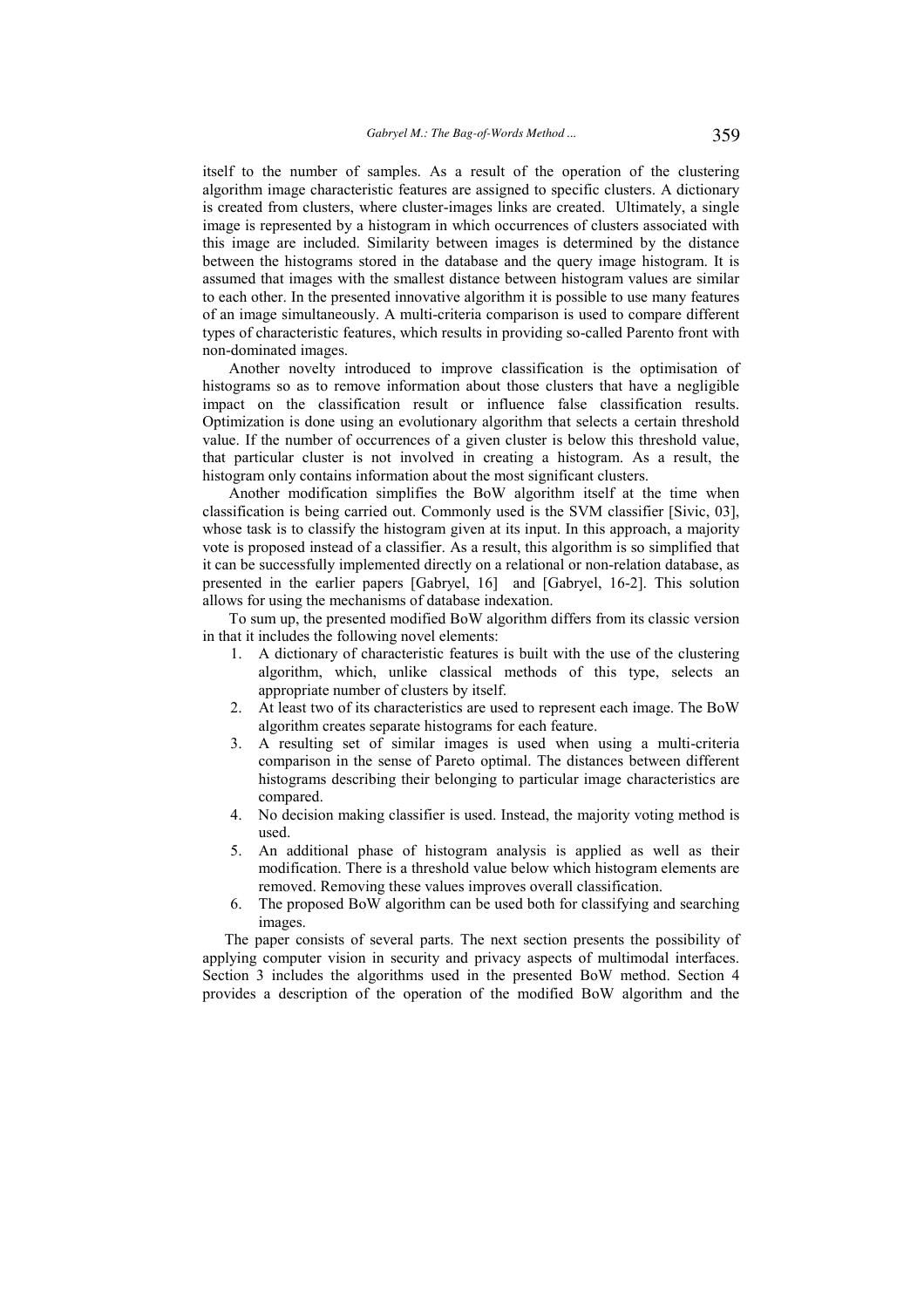itself to the number of samples. As a result of the operation of the clustering algorithm image characteristic features are assigned to specific clusters. A dictionary is created from clusters, where cluster-images links are created. Ultimately, a single image is represented by a histogram in which occurrences of clusters associated with this image are included. Similarity between images is determined by the distance between the histograms stored in the database and the query image histogram. It is assumed that images with the smallest distance between histogram values are similar to each other. In the presented innovative algorithm it is possible to use many features of an image simultaneously. A multi-criteria comparison is used to compare different types of characteristic features, which results in providing so-called Parento front with non-dominated images.

Another novelty introduced to improve classification is the optimisation of histograms so as to remove information about those clusters that have a negligible impact on the classification result or influence false classification results. Optimization is done using an evolutionary algorithm that selects a certain threshold value. If the number of occurrences of a given cluster is below this threshold value, that particular cluster is not involved in creating a histogram. As a result, the histogram only contains information about the most significant clusters.

Another modification simplifies the BoW algorithm itself at the time when classification is being carried out. Commonly used is the SVM classifier [Sivic, 03], whose task is to classify the histogram given at its input. In this approach, a majority vote is proposed instead of a classifier. As a result, this algorithm is so simplified that it can be successfully implemented directly on a relational or non-relation database, as presented in the earlier papers [Gabryel, 16] and [Gabryel, 16-2]. This solution allows for using the mechanisms of database indexation.

To sum up, the presented modified BoW algorithm differs from its classic version in that it includes the following novel elements:

1. A dictionary of characteristic features is built with the use of the clustering algorithm, which, unlike classical methods of this type, selects an appropriate number of clusters by itself.
2. At least two of its characteristics are used to represent each image. The BoW algorithm creates separate histograms for each feature.
3. A resulting set of similar images is used when using a multi-criteria comparison in the sense of Pareto optimal. The distances between different histograms describing their belonging to particular image characteristics are compared.
4. No decision making classifier is used. Instead, the majority voting method is used.
5. An additional phase of histogram analysis is applied as well as their modification. There is a threshold value below which histogram elements are removed. Removing these values improves overall classification.
6. The proposed BoW algorithm can be used both for classifying and searching images.

The paper consists of several parts. The next section presents the possibility of applying computer vision in security and privacy aspects of multimodal interfaces. Section 3 includes the algorithms used in the presented BoW method. Section 4 provides a description of the operation of the modified BoW algorithm and the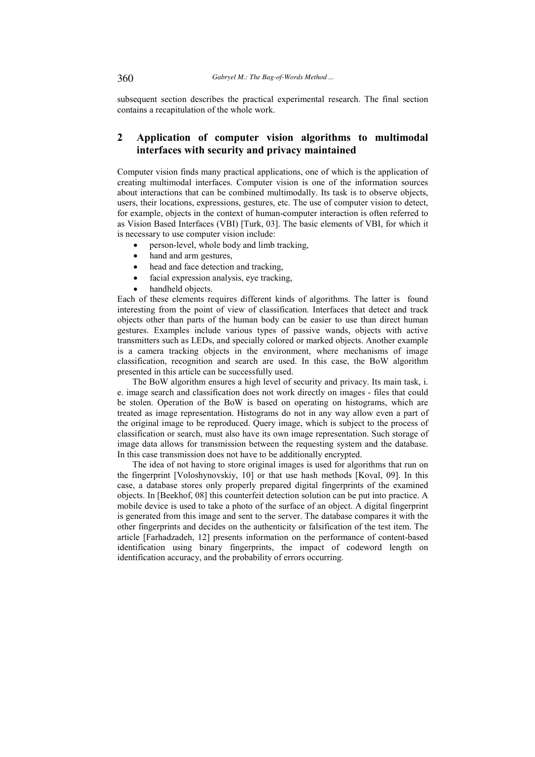subsequent section describes the practical experimental research. The final section contains a recapitulation of the whole work.

## 2 Application of computer vision algorithms to multimodal interfaces with security and privacy maintained

Computer vision finds many practical applications, one of which is the application of creating multimodal interfaces. Computer vision is one of the information sources about interactions that can be combined multimodally. Its task is to observe objects, users, their locations, expressions, gestures, etc. The use of computer vision to detect, for example, objects in the context of human-computer interaction is often referred to as Vision Based Interfaces (VBI) [Turk, 03]. The basic elements of VBI, for which it is necessary to use computer vision include:

- person-level, whole body and limb tracking,
- hand and arm gestures,
- head and face detection and tracking,
- facial expression analysis, eye tracking,
- handheld objects.

Each of these elements requires different kinds of algorithms. The latter is found interesting from the point of view of classification. Interfaces that detect and track objects other than parts of the human body can be easier to use than direct human gestures. Examples include various types of passive wands, objects with active transmitters such as LEDs, and specially colored or marked objects. Another example is a camera tracking objects in the environment, where mechanisms of image classification, recognition and search are used. In this case, the BoW algorithm presented in this article can be successfully used.

The BoW algorithm ensures a high level of security and privacy. Its main task, i. e. image search and classification does not work directly on images - files that could be stolen. Operation of the BoW is based on operating on histograms, which are treated as image representation. Histograms do not in any way allow even a part of the original image to be reproduced. Query image, which is subject to the process of classification or search, must also have its own image representation. Such storage of image data allows for transmission between the requesting system and the database. In this case transmission does not have to be additionally encrypted.

The idea of not having to store original images is used for algorithms that run on the fingerprint [Voloshynovskiy, 10] or that use hash methods [Koval, 09]. In this case, a database stores only properly prepared digital fingerprints of the examined objects. In [Beekhof, 08] this counterfeit detection solution can be put into practice. A mobile device is used to take a photo of the surface of an object. A digital fingerprint is generated from this image and sent to the server. The database compares it with the other fingerprints and decides on the authenticity or falsification of the test item. The article [Farhadzadeh, 12] presents information on the performance of content-based identification using binary fingerprints, the impact of codeword length on identification accuracy, and the probability of errors occurring.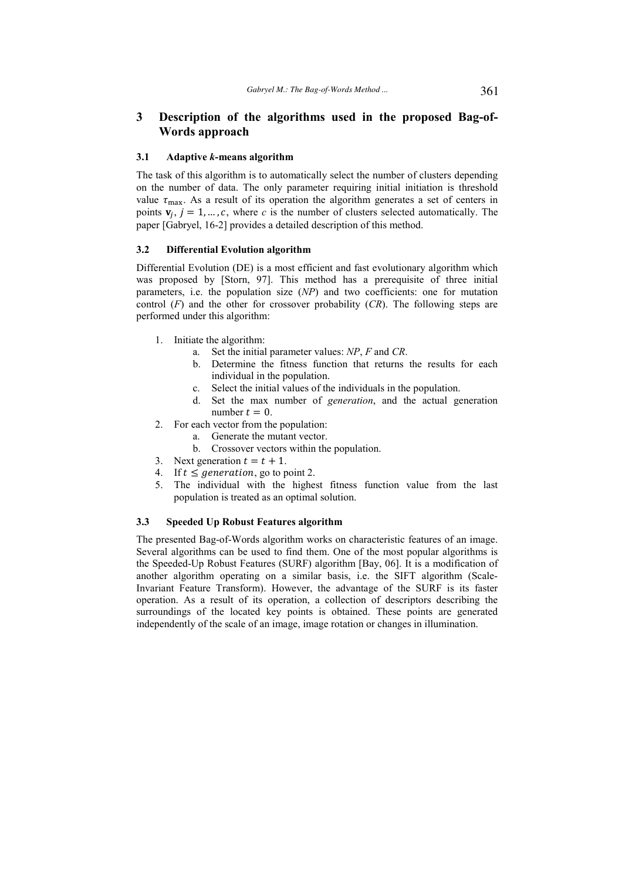## 3 Description of the algorithms used in the proposed Bag-of-Words approach

### 3.1 Adaptive *k*-means algorithm

The task of this algorithm is to automatically select the number of clusters depending on the number of data. The only parameter requiring initial initiation is threshold value $\tau_{\max}$. As a result of its operation the algorithm generates a set of centers in points $\mathbf{v}_j$, $j = 1, \dots, c$, where $c$ is the number of clusters selected automatically. The paper [Gabryel, 16-2] provides a detailed description of this method.

### 3.2 Differential Evolution algorithm

Differential Evolution (DE) is a most efficient and fast evolutionary algorithm which was proposed by [Storn, 97]. This method has a prerequisite of three initial parameters, i.e. the population size (*NP*) and two coefficients: one for mutation control (*F*) and the other for crossover probability (*CR*). The following steps are performed under this algorithm:

1. Initiate the algorithm:
   a. Set the initial parameter values: *NP*, *F* and *CR*.
   b. Determine the fitness function that returns the results for each individual in the population.
   c. Select the initial values of the individuals in the population.
   d. Set the max number of *generation*, and the actual generation number $t = 0$.
2. For each vector from the population:
   a. Generate the mutant vector.
   b. Crossover vectors within the population.
3. Next generation $t = t + 1$.
4. If $t \leq generation$, go to point 2.
5. The individual with the highest fitness function value from the last population is treated as an optimal solution.

### 3.3 Speeded Up Robust Features algorithm

The presented Bag-of-Words algorithm works on characteristic features of an image. Several algorithms can be used to find them. One of the most popular algorithms is the Speeded-Up Robust Features (SURF) algorithm [Bay, 06]. It is a modification of another algorithm operating on a similar basis, i.e. the SIFT algorithm (Scale-Invariant Feature Transform). However, the advantage of the SURF is its faster operation. As a result of its operation, a collection of descriptors describing the surroundings of the located key points is obtained. These points are generated independently of the scale of an image, image rotation or changes in illumination.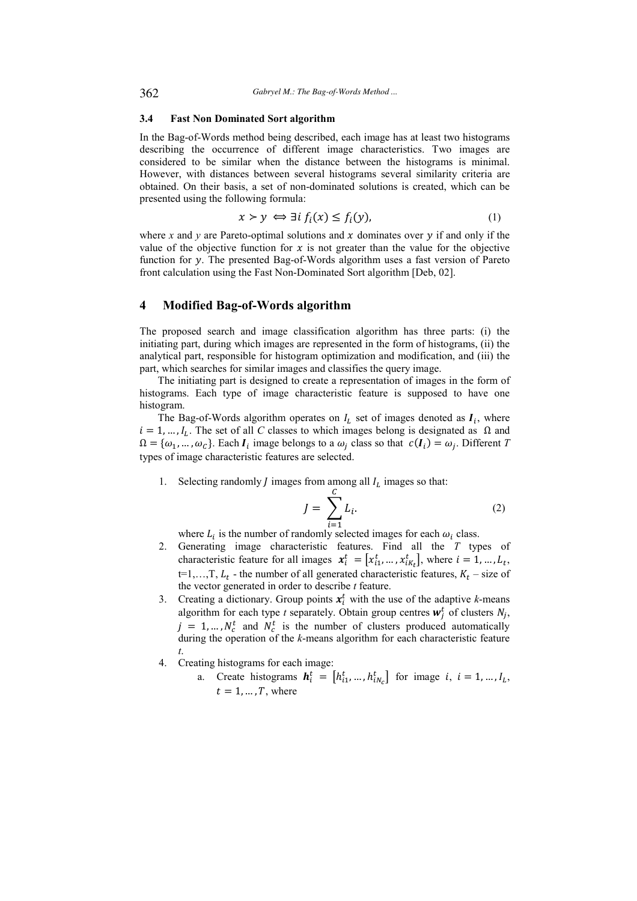### 3.4 Fast Non Dominated Sort algorithm

In the Bag-of-Words method being described, each image has at least two histograms describing the occurrence of different image characteristics. Two images are considered to be similar when the distance between the histograms is minimal. However, with distances between several histograms several similarity criteria are obtained. On their basis, a set of non-dominated solutions is created, which can be presented using the following formula:

$$x \succ y \iff \exists i \; f_i(x) \leq f_i(y), \tag{1}$$

where *x* and *y* are Pareto-optimal solutions and $x$ dominates over $y$ if and only if the value of the objective function for $x$ is not greater than the value for the objective function for $y$. The presented Bag-of-Words algorithm uses a fast version of Pareto front calculation using the Fast Non-Dominated Sort algorithm [Deb, 02].

## 4 Modified Bag-of-Words algorithm

The proposed search and image classification algorithm has three parts: (i) the initiating part, during which images are represented in the form of histograms, (ii) the analytical part, responsible for histogram optimization and modification, and (iii) the part, which searches for similar images and classifies the query image.

The initiating part is designed to create a representation of images in the form of histograms. Each type of image characteristic feature is supposed to have one histogram.

The Bag-of-Words algorithm operates on $I_L$ set of images denoted as $\boldsymbol{I}_i$, where $i = 1, \dots, I_L$. The set of all *C* classes to which images belong is designated as $\Omega$ and $\Omega = \{\omega_1, \dots, \omega_C\}$. Each $\boldsymbol{I}_i$ image belongs to a $\omega_j$ class so that $c(\boldsymbol{I}_i) = \omega_j$. Different *T* types of image characteristic features are selected.

1. Selecting randomly $J$ images from among all $I_L$ images so that:

$$J = \sum_{i=1}^{C} L_i. \tag{2}$$

   where $L_i$ is the number of randomly selected images for each $\omega_i$ class.
2. Generating image characteristic features. Find all the *T* types of characteristic feature for all images $\boldsymbol{x}_i^t = [x_{i1}^t, \dots, x_{iK_t}^t]$, where $i = 1, \dots, L_t$, t=1,…,T, $L_t$ - the number of all generated characteristic features, $K_t$ – size of the vector generated in order to describe *t* feature.
3. Creating a dictionary. Group points $\boldsymbol{x}_i^t$ with the use of the adaptive *k*-means algorithm for each type *t* separately. Obtain group centres $\boldsymbol{w}_j^t$ of clusters $N_j$, $j = 1, \dots, N_c^t$ and $N_c^t$ is the number of clusters produced automatically during the operation of the *k*-means algorithm for each characteristic feature *t*.
4. Creating histograms for each image:
   a. Create histograms $\boldsymbol{h}_i^t = [h_{i1}^t, \dots, h_{iN_c}^t]$ for image $i$, $i = 1, \dots, I_L$, $t = 1, \dots, T$, where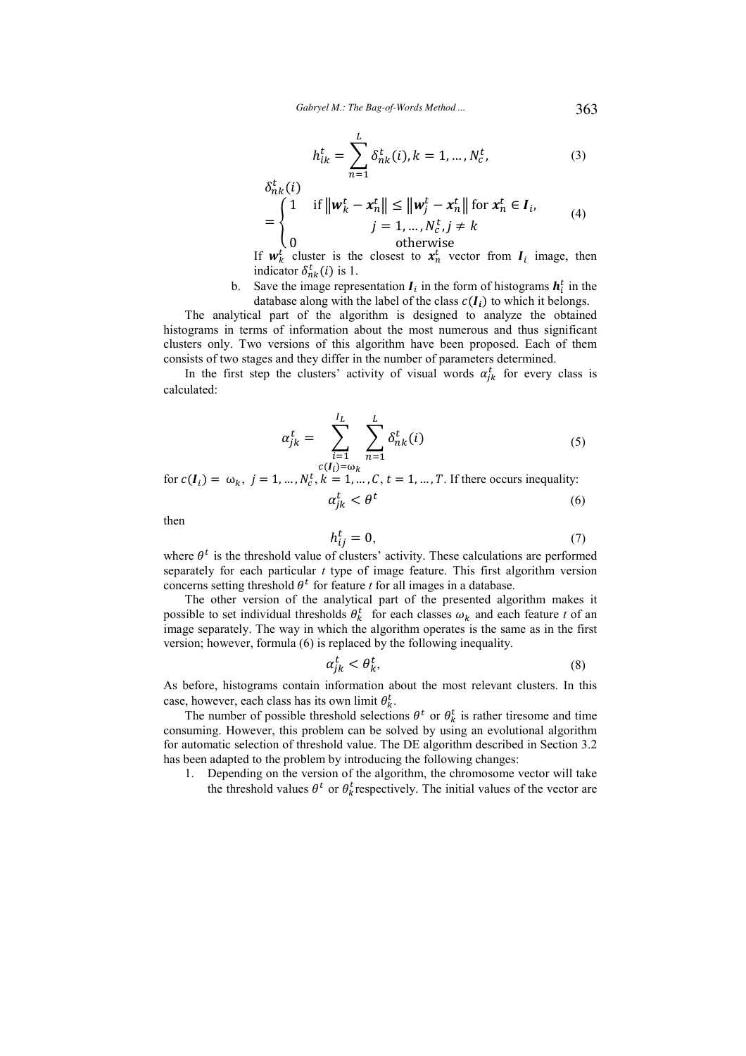$$h_{ik}^{t} = \sum_{n=1}^{L} \delta_{nk}^{t}(i), k = 1, \ldots, N_c^t, \tag{3}$$

$$\delta_{nk}^{t}(i) = \begin{cases} 1 & \text{if } \left\| \boldsymbol{w}_k^t - \boldsymbol{x}_n^t \right\| \leq \left\| \boldsymbol{w}_j^t - \boldsymbol{x}_n^t \right\| \text{ for } \boldsymbol{x}_n^t \in \boldsymbol{I}_i, \\ & j = 1, \ldots, N_c^t, j \neq k \\ 0 & \text{otherwise} \end{cases} \tag{4}$$

If $\boldsymbol{w}_k^t$ cluster is the closest to $\boldsymbol{x}_n^t$ vector from $\boldsymbol{I}_i$ image, then indicator $\delta_{nk}^t(i)$ is 1.

b. Save the image representation $\boldsymbol{I}_i$ in the form of histograms $\boldsymbol{h}_i^t$ in the database along with the label of the class $c(\boldsymbol{I}_i)$ to which it belongs.

The analytical part of the algorithm is designed to analyze the obtained histograms in terms of information about the most numerous and thus significant clusters only. Two versions of this algorithm have been proposed. Each of them consists of two stages and they differ in the number of parameters determined.

In the first step the clusters' activity of visual words $\alpha_{jk}^t$ for every class is calculated:

$$\alpha_{jk}^{t} = \sum_{\substack{i=1 \\ c(\boldsymbol{I}_i)=\omega_k}}^{I_L} \sum_{n=1}^{L} \delta_{nk}^{t}(i) \tag{5}$$

for $c(\boldsymbol{I}_i) = \omega_k,\ j = 1, \ldots, N_c^t, k = 1, \ldots, C, t = 1, \ldots, T$. If there occurs inequality:

$$\alpha_{jk}^{t} < \theta^{t} \tag{6}$$

then

$$h_{ij}^{t} = 0, \tag{7}$$

where $\theta^t$ is the threshold value of clusters' activity. These calculations are performed separately for each particular $t$ type of image feature. This first algorithm version concerns setting threshold $\theta^t$ for feature $t$ for all images in a database.

The other version of the analytical part of the presented algorithm makes it possible to set individual thresholds $\theta_k^t$ for each classes $\omega_k$ and each feature $t$ of an image separately. The way in which the algorithm operates is the same as in the first version; however, formula (6) is replaced by the following inequality.

$$\alpha_{jk}^{t} < \theta_{k}^{t}, \tag{8}$$

As before, histograms contain information about the most relevant clusters. In this case, however, each class has its own limit $\theta_k^t$.

The number of possible threshold selections $\theta^t$ or $\theta_k^t$ is rather tiresome and time consuming. However, this problem can be solved by using an evolutional algorithm for automatic selection of threshold value. The DE algorithm described in Section 3.2 has been adapted to the problem by introducing the following changes:

1. Depending on the version of the algorithm, the chromosome vector will take the threshold values $\theta^t$ or $\theta_k^t$ respectively. The initial values of the vector are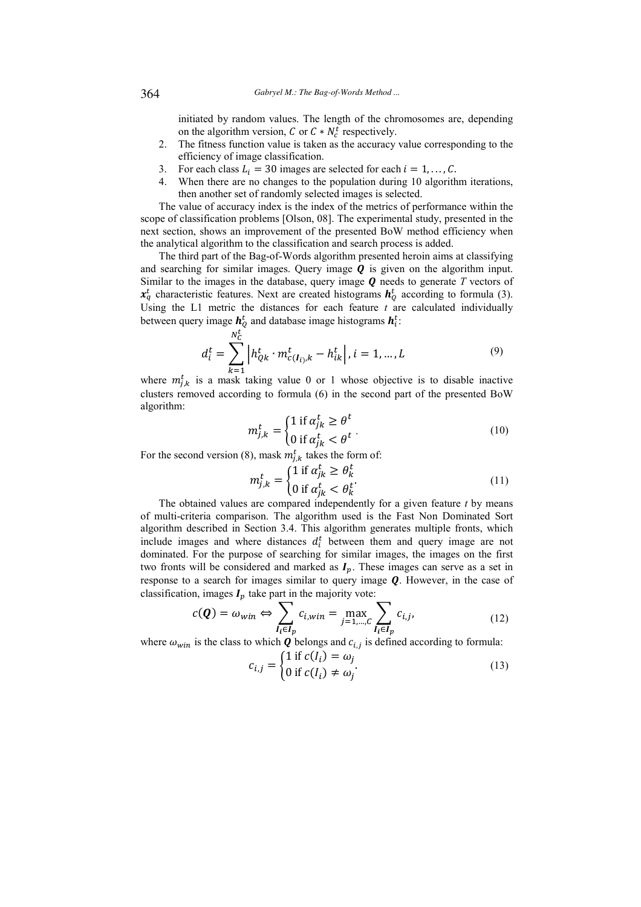initiated by random values. The length of the chromosomes are, depending on the algorithm version, $C$ or $C * N_c^t$ respectively.

2. The fitness function value is taken as the accuracy value corresponding to the efficiency of image classification.
3. For each class $L_i = 30$ images are selected for each $i = 1, \ldots, C$.
4. When there are no changes to the population during 10 algorithm iterations, then another set of randomly selected images is selected.

The value of accuracy index is the index of the metrics of performance within the scope of classification problems [Olson, 08]. The experimental study, presented in the next section, shows an improvement of the presented BoW method efficiency when the analytical algorithm to the classification and search process is added.

The third part of the Bag-of-Words algorithm presented heroin aims at classifying and searching for similar images. Query image $\boldsymbol{Q}$ is given on the algorithm input. Similar to the images in the database, query image $\boldsymbol{Q}$ needs to generate $T$ vectors of $\boldsymbol{x}_q^t$ characteristic features. Next are created histograms $\boldsymbol{h}_Q^t$ according to formula (3). Using the L1 metric the distances for each feature $t$ are calculated individually between query image $\boldsymbol{h}_Q^t$ and database image histograms $\boldsymbol{h}_i^t$:

$$d_i^t = \sum_{k=1}^{N_C^t} \left| h_{Qk}^t \cdot m_{c(\boldsymbol{I}_i),k}^t - h_{ik}^t \right|, i = 1, \ldots, L \tag{9}$$

where $m_{j,k}^t$ is a mask taking value 0 or 1 whose objective is to disable inactive clusters removed according to formula (6) in the second part of the presented BoW algorithm:

$$m_{j,k}^t = \begin{cases} 1 \text{ if } \alpha_{jk}^t \geq \theta^t \\ 0 \text{ if } \alpha_{jk}^t < \theta^t \end{cases}. \tag{10}$$

For the second version (8), mask $m_{j,k}^t$ takes the form of:

$$m_{j,k}^t = \begin{cases} 1 \text{ if } \alpha_{jk}^t \geq \theta_k^t \\ 0 \text{ if } \alpha_{jk}^t < \theta_k^t \end{cases}. \tag{11}$$

The obtained values are compared independently for a given feature $t$ by means of multi-criteria comparison. The algorithm used is the Fast Non Dominated Sort algorithm described in Section 3.4. This algorithm generates multiple fronts, which include images and where distances $d_i^t$ between them and query image are not dominated. For the purpose of searching for similar images, the images on the first two fronts will be considered and marked as $\boldsymbol{I}_p$. These images can serve as a set in response to a search for images similar to query image $\boldsymbol{Q}$. However, in the case of classification, images $\boldsymbol{I}_p$ take part in the majority vote:

$$c(\boldsymbol{Q}) = \omega_{win} \Leftrightarrow \sum_{\boldsymbol{I}_i \in \boldsymbol{I}_p} c_{i,win} = \max_{j=1,\ldots,C} \sum_{\boldsymbol{I}_i \in \boldsymbol{I}_p} c_{i,j}, \tag{12}$$

where $\omega_{win}$ is the class to which $\boldsymbol{Q}$ belongs and $c_{i,j}$ is defined according to formula:

$$c_{i,j} = \begin{cases} 1 \text{ if } c(I_i) = \omega_j \\ 0 \text{ if } c(I_i) \neq \omega_j \end{cases}. \tag{13}$$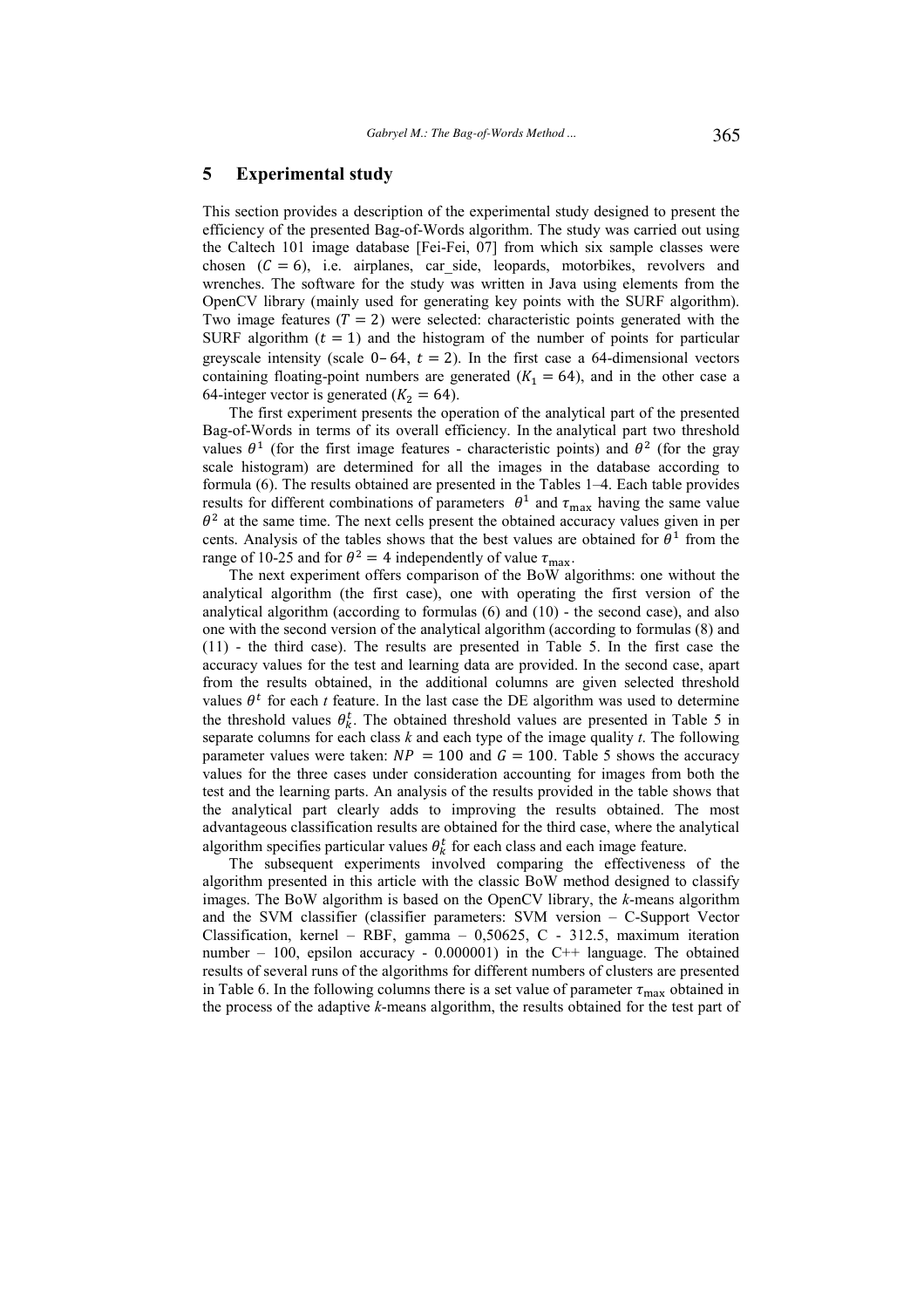## 5 Experimental study

This section provides a description of the experimental study designed to present the efficiency of the presented Bag-of-Words algorithm. The study was carried out using the Caltech 101 image database [Fei-Fei, 07] from which six sample classes were chosen ($C = 6$), i.e. airplanes, car_side, leopards, motorbikes, revolvers and wrenches. The software for the study was written in Java using elements from the OpenCV library (mainly used for generating key points with the SURF algorithm). Two image features ($T = 2$) were selected: characteristic points generated with the SURF algorithm ($t = 1$) and the histogram of the number of points for particular greyscale intensity (scale $0 - 64$, $t = 2$). In the first case a 64-dimensional vectors containing floating-point numbers are generated ($K_1 = 64$), and in the other case a 64-integer vector is generated ($K_2 = 64$).

The first experiment presents the operation of the analytical part of the presented Bag-of-Words in terms of its overall efficiency. In the analytical part two threshold values $\theta^1$ (for the first image features - characteristic points) and $\theta^2$ (for the gray scale histogram) are determined for all the images in the database according to formula (6). The results obtained are presented in the Tables 1–4. Each table provides results for different combinations of parameters $\theta^1$ and $\tau_{\max}$ having the same value $\theta^2$ at the same time. The next cells present the obtained accuracy values given in per cents. Analysis of the tables shows that the best values are obtained for $\theta^1$ from the range of 10-25 and for $\theta^2 = 4$ independently of value $\tau_{\max}$.

The next experiment offers comparison of the BoW algorithms: one without the analytical algorithm (the first case), one with operating the first version of the analytical algorithm (according to formulas (6) and (10) - the second case), and also one with the second version of the analytical algorithm (according to formulas (8) and (11) - the third case). The results are presented in Table 5. In the first case the accuracy values for the test and learning data are provided. In the second case, apart from the results obtained, in the additional columns are given selected threshold values $\theta^t$ for each *t* feature. In the last case the DE algorithm was used to determine the threshold values $\theta_k^t$. The obtained threshold values are presented in Table 5 in separate columns for each class *k* and each type of the image quality *t*. The following parameter values were taken: $NP = 100$ and $G = 100$. Table 5 shows the accuracy values for the three cases under consideration accounting for images from both the test and the learning parts. An analysis of the results provided in the table shows that the analytical part clearly adds to improving the results obtained. The most advantageous classification results are obtained for the third case, where the analytical algorithm specifies particular values $\theta_k^t$ for each class and each image feature.

The subsequent experiments involved comparing the effectiveness of the algorithm presented in this article with the classic BoW method designed to classify images. The BoW algorithm is based on the OpenCV library, the *k*-means algorithm and the SVM classifier (classifier parameters: SVM version – C-Support Vector Classification, kernel – RBF, gamma – 0,50625, C - 312.5, maximum iteration number – 100, epsilon accuracy - 0.000001) in the C++ language. The obtained results of several runs of the algorithms for different numbers of clusters are presented in Table 6. In the following columns there is a set value of parameter $\tau_{\max}$ obtained in the process of the adaptive *k*-means algorithm, the results obtained for the test part of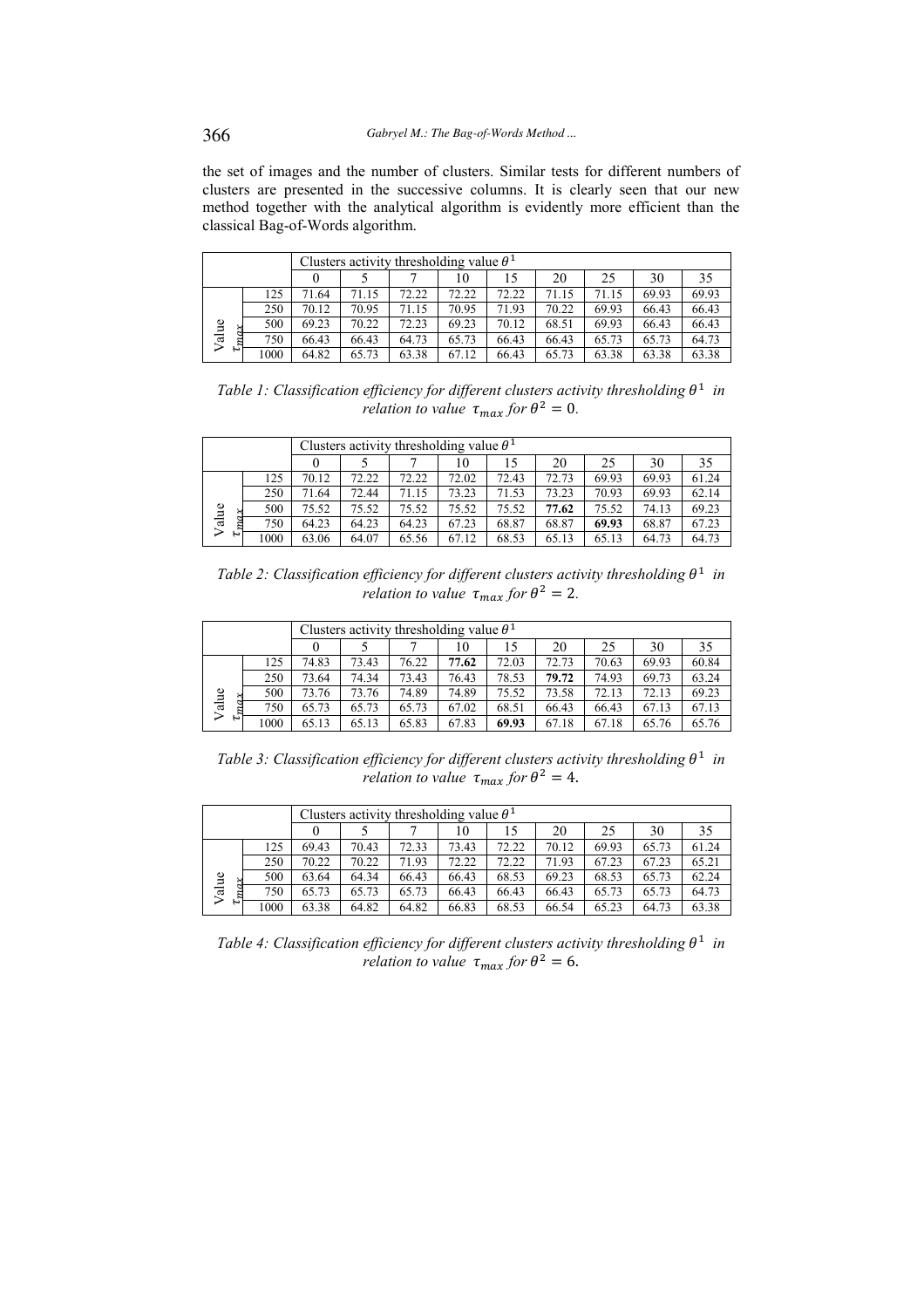the set of images and the number of clusters. Similar tests for different numbers of clusters are presented in the successive columns. It is clearly seen that our new method together with the analytical algorithm is evidently more efficient than the classical Bag-of-Words algorithm.

| | | Clusters activity thresholding value $\theta^1$ | | | | | | | | |
|---|---|---|---|---|---|---|---|---|---|---|
| | | 0 | 5 | 7 | 10 | 15 | 20 | 25 | 30 | 35 |
| Value $\tau_{max}$ | 125 | 71.64 | 71.15 | 72.22 | 72.22 | 72.22 | 71.15 | 71.15 | 69.93 | 69.93 |
| | 250 | 70.12 | 70.95 | 71.15 | 70.95 | 71.93 | 70.22 | 69.93 | 66.43 | 66.43 |
| | 500 | 69.23 | 70.22 | 72.23 | 69.23 | 70.12 | 68.51 | 69.93 | 66.43 | 66.43 |
| | 750 | 66.43 | 66.43 | 64.73 | 65.73 | 66.43 | 66.43 | 65.73 | 65.73 | 64.73 |
| | 1000 | 64.82 | 65.73 | 63.38 | 67.12 | 66.43 | 65.73 | 63.38 | 63.38 | 63.38 |

*Table 1: Classification efficiency for different clusters activity thresholding $\theta^1$ in relation to value $\tau_{max}$ for $\theta^2 = 0$.*

| | | Clusters activity thresholding value $\theta^1$ | | | | | | | | |
|---|---|---|---|---|---|---|---|---|---|---|
| | | 0 | 5 | 7 | 10 | 15 | 20 | 25 | 30 | 35 |
| Value $\tau_{max}$ | 125 | 70.12 | 72.22 | 72.22 | 72.02 | 72.43 | 72.73 | 69.93 | 69.93 | 61.24 |
| | 250 | 71.64 | 72.44 | 71.15 | 73.23 | 71.53 | 73.23 | 70.93 | 69.93 | 62.14 |
| | 500 | 75.52 | 75.52 | 75.52 | 75.52 | 75.52 | **77.62** | 75.52 | 74.13 | 69.23 |
| | 750 | 64.23 | 64.23 | 64.23 | 67.23 | 68.87 | 68.87 | **69.93** | 68.87 | 67.23 |
| | 1000 | 63.06 | 64.07 | 65.56 | 67.12 | 68.53 | 65.13 | 65.13 | 64.73 | 64.73 |

*Table 2: Classification efficiency for different clusters activity thresholding $\theta^1$ in relation to value $\tau_{max}$ for $\theta^2 = 2$.*

| | | Clusters activity thresholding value $\theta^1$ | | | | | | | | |
|---|---|---|---|---|---|---|---|---|---|---|
| | | 0 | 5 | 7 | 10 | 15 | 20 | 25 | 30 | 35 |
| Value $\tau_{max}$ | 125 | 74.83 | 73.43 | 76.22 | **77.62** | 72.03 | 72.73 | 70.63 | 69.93 | 60.84 |
| | 250 | 73.64 | 74.34 | 73.43 | 76.43 | 78.53 | **79.72** | 74.93 | 69.73 | 63.24 |
| | 500 | 73.76 | 73.76 | 74.89 | 74.89 | 75.52 | 73.58 | 72.13 | 72.13 | 69.23 |
| | 750 | 65.73 | 65.73 | 65.73 | 67.02 | 68.51 | 66.43 | 66.43 | 67.13 | 67.13 |
| | 1000 | 65.13 | 65.13 | 65.83 | 67.83 | **69.93** | 67.18 | 67.18 | 65.76 | 65.76 |

*Table 3: Classification efficiency for different clusters activity thresholding $\theta^1$ in relation to value $\tau_{max}$ for $\theta^2 = 4$.*

| | | Clusters activity thresholding value $\theta^1$ | | | | | | | | |
|---|---|---|---|---|---|---|---|---|---|---|
| | | 0 | 5 | 7 | 10 | 15 | 20 | 25 | 30 | 35 |
| Value $\tau_{max}$ | 125 | 69.43 | 70.43 | 72.33 | 73.43 | 72.22 | 70.12 | 69.93 | 65.73 | 61.24 |
| | 250 | 70.22 | 70.22 | 71.93 | 72.22 | 72.22 | 71.93 | 67.23 | 67.23 | 65.21 |
| | 500 | 63.64 | 64.34 | 66.43 | 66.43 | 68.53 | 69.23 | 68.53 | 65.73 | 62.24 |
| | 750 | 65.73 | 65.73 | 65.73 | 66.43 | 66.43 | 66.43 | 65.73 | 65.73 | 64.73 |
| | 1000 | 63.38 | 64.82 | 64.82 | 66.83 | 68.53 | 66.54 | 65.23 | 64.73 | 63.38 |

*Table 4: Classification efficiency for different clusters activity thresholding $\theta^1$ in relation to value $\tau_{max}$ for $\theta^2 = 6$.*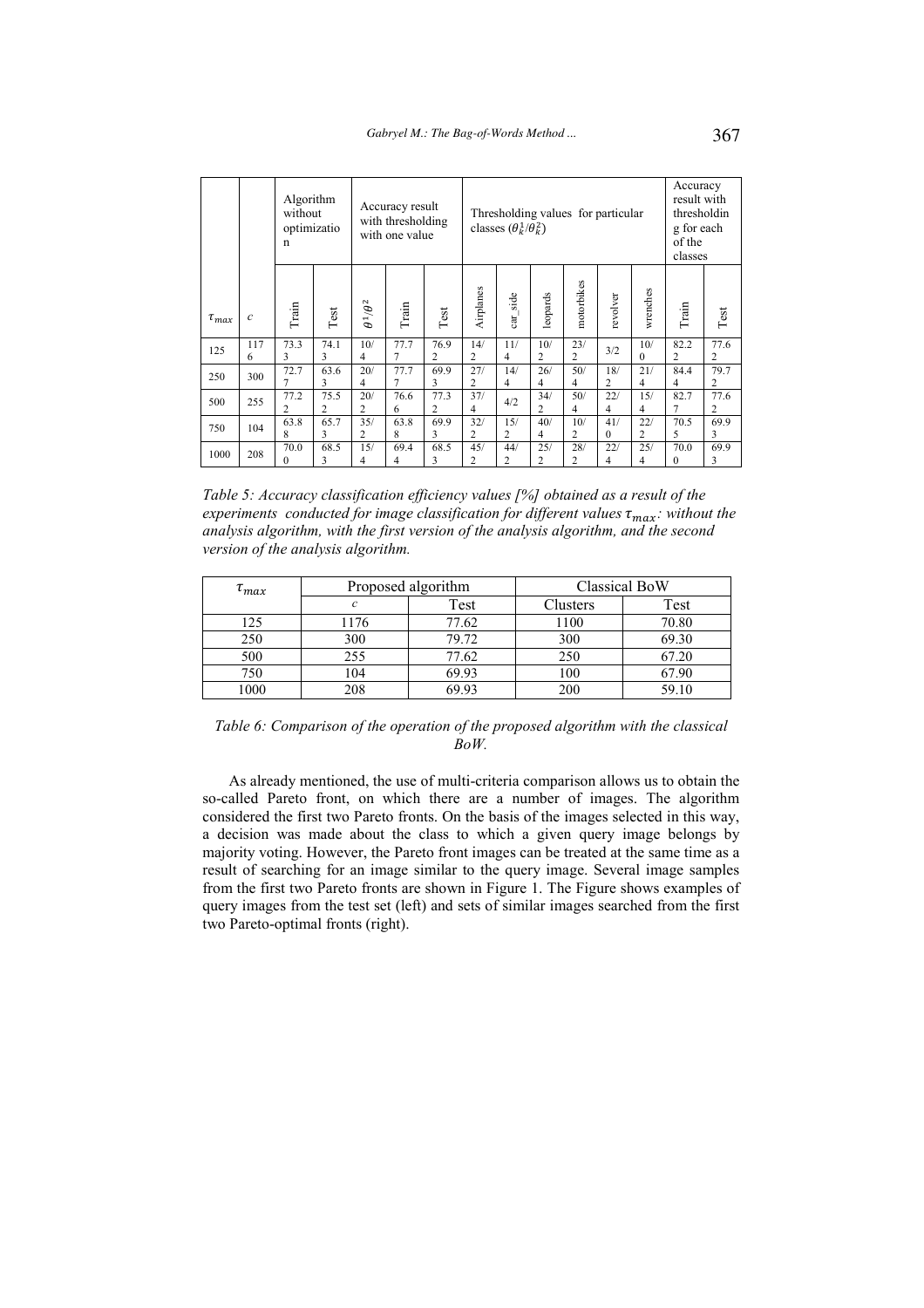| $\tau_{max}$ | $c$ | Algorithm without optimization | | Accuracy result with thresholding with one value | | | Thresholding values for particular classes ($\theta_k^1/\theta_k^2$) | | | | | | Accuracy result with thresholding for each of the classes | |
|---|---|---|---|---|---|---|---|---|---|---|---|---|---|---|
| | | Train | Test | $\theta^1/\theta^2$ | Train | Test | Airplanes | car_side | leopards | motorbikes | revolver | wrenches | Train | Test |
| 125 | 1176 | 73.33 | 74.13 | 10/4 | 77.77 | 76.92 | 14/2 | 11/4 | 10/2 | 23/2 | 3/2 | 10/0 | 82.22 | 77.62 |
| 250 | 300 | 72.77 | 63.63 | 20/4 | 77.77 | 69.93 | 27/2 | 14/4 | 26/4 | 50/4 | 18/2 | 21/4 | 84.44 | 79.72 |
| 500 | 255 | 77.22 | 75.52 | 20/2 | 76.66 | 77.32 | 37/4 | 4/2 | 34/2 | 50/4 | 22/4 | 15/4 | 82.77 | 77.62 |
| 750 | 104 | 63.88 | 65.73 | 35/2 | 63.88 | 69.93 | 32/2 | 15/2 | 40/4 | 10/2 | 41/0 | 22/2 | 70.55 | 69.93 |
| 1000 | 208 | 70.00 | 68.53 | 15/4 | 69.44 | 68.53 | 45/2 | 44/2 | 25/2 | 28/2 | 22/4 | 25/4 | 70.00 | 69.93 |

*Table 5: Accuracy classification efficiency values [%] obtained as a result of the experiments conducted for image classification for different values $\tau_{max}$: without the analysis algorithm, with the first version of the analysis algorithm, and the second version of the analysis algorithm.*

| $\tau_{max}$ | Proposed algorithm | | Classical BoW | |
|---|---|---|---|---|
| | $c$ | Test | Clusters | Test |
| 125 | 1176 | 77.62 | 1100 | 70.80 |
| 250 | 300 | 79.72 | 300 | 69.30 |
| 500 | 255 | 77.62 | 250 | 67.20 |
| 750 | 104 | 69.93 | 100 | 67.90 |
| 1000 | 208 | 69.93 | 200 | 59.10 |

*Table 6: Comparison of the operation of the proposed algorithm with the classical BoW.*

As already mentioned, the use of multi-criteria comparison allows us to obtain the so-called Pareto front, on which there are a number of images. The algorithm considered the first two Pareto fronts. On the basis of the images selected in this way, a decision was made about the class to which a given query image belongs by majority voting. However, the Pareto front images can be treated at the same time as a result of searching for an image similar to the query image. Several image samples from the first two Pareto fronts are shown in Figure 1. The Figure shows examples of query images from the test set (left) and sets of similar images searched from the first two Pareto-optimal fronts (right).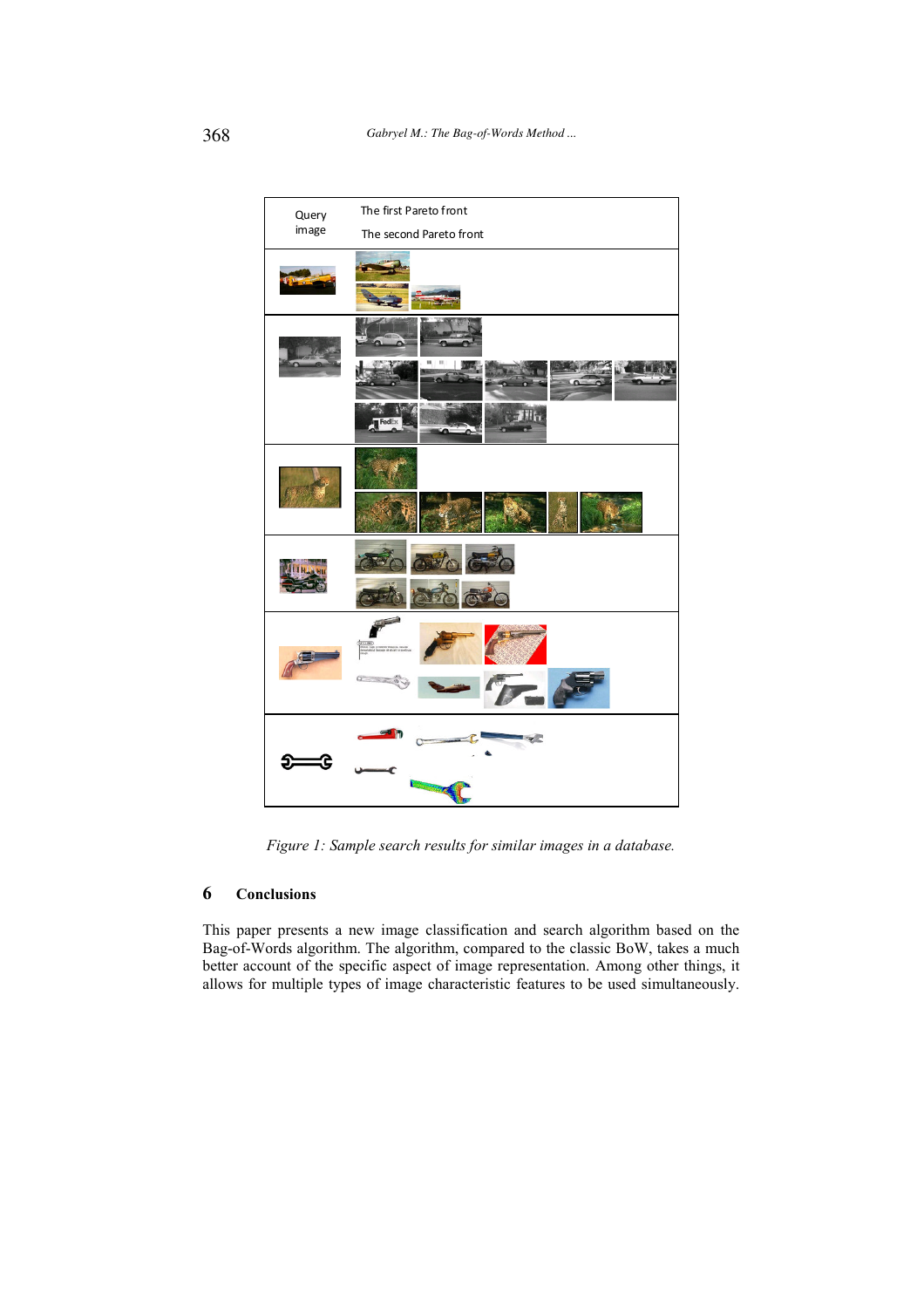| Query image | The first Pareto front<br>The second Pareto front |
|---|---|
| | |
| | |
| | |
| | |
| | |
| | |

*Figure 1: Sample search results for similar images in a database.*

## 6 Conclusions

This paper presents a new image classification and search algorithm based on the Bag-of-Words algorithm. The algorithm, compared to the classic BoW, takes a much better account of the specific aspect of image representation. Among other things, it allows for multiple types of image characteristic features to be used simultaneously.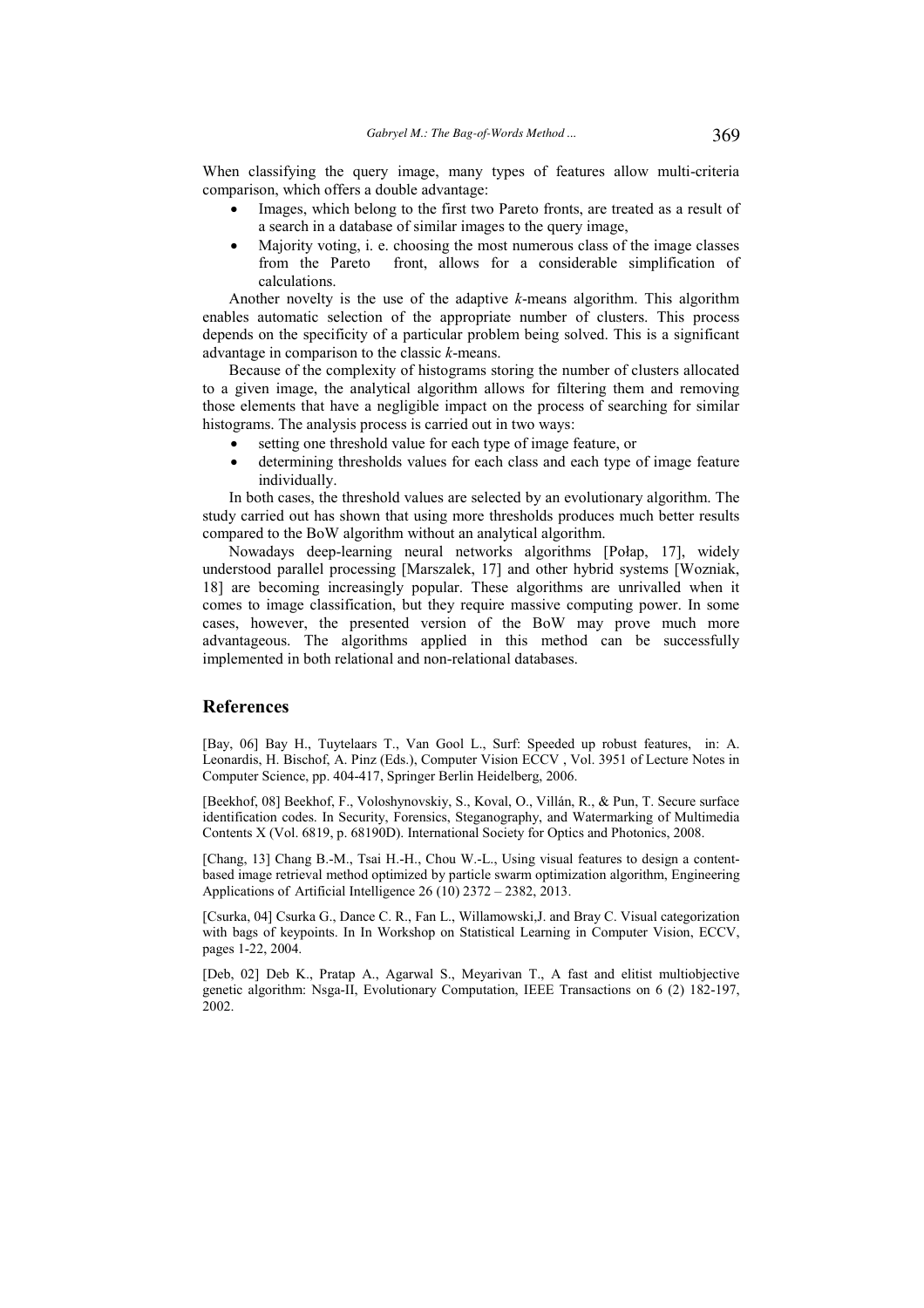When classifying the query image, many types of features allow multi-criteria comparison, which offers a double advantage:

- Images, which belong to the first two Pareto fronts, are treated as a result of a search in a database of similar images to the query image,
- Majority voting, i. e. choosing the most numerous class of the image classes from the Pareto front, allows for a considerable simplification of calculations.

Another novelty is the use of the adaptive *k*-means algorithm. This algorithm enables automatic selection of the appropriate number of clusters. This process depends on the specificity of a particular problem being solved. This is a significant advantage in comparison to the classic *k*-means.

Because of the complexity of histograms storing the number of clusters allocated to a given image, the analytical algorithm allows for filtering them and removing those elements that have a negligible impact on the process of searching for similar histograms. The analysis process is carried out in two ways:

- setting one threshold value for each type of image feature, or
- determining thresholds values for each class and each type of image feature individually.

In both cases, the threshold values are selected by an evolutionary algorithm. The study carried out has shown that using more thresholds produces much better results compared to the BoW algorithm without an analytical algorithm.

Nowadays deep-learning neural networks algorithms [Połap, 17], widely understood parallel processing [Marszalek, 17] and other hybrid systems [Wozniak, 18] are becoming increasingly popular. These algorithms are unrivalled when it comes to image classification, but they require massive computing power. In some cases, however, the presented version of the BoW may prove much more advantageous. The algorithms applied in this method can be successfully implemented in both relational and non-relational databases.

## References

[Bay, 06] Bay H., Tuytelaars T., Van Gool L., Surf: Speeded up robust features, in: A. Leonardis, H. Bischof, A. Pinz (Eds.), Computer Vision ECCV , Vol. 3951 of Lecture Notes in Computer Science, pp. 404-417, Springer Berlin Heidelberg, 2006.

[Beekhof, 08] Beekhof, F., Voloshynovskiy, S., Koval, O., Villán, R., & Pun, T. Secure surface identification codes. In Security, Forensics, Steganography, and Watermarking of Multimedia Contents X (Vol. 6819, p. 68190D). International Society for Optics and Photonics, 2008.

[Chang, 13] Chang B.-M., Tsai H.-H., Chou W.-L., Using visual features to design a content-based image retrieval method optimized by particle swarm optimization algorithm, Engineering Applications of Artificial Intelligence 26 (10) 2372 – 2382, 2013.

[Csurka, 04] Csurka G., Dance C. R., Fan L., Willamowski,J. and Bray C. Visual categorization with bags of keypoints. In In Workshop on Statistical Learning in Computer Vision, ECCV, pages 1-22, 2004.

[Deb, 02] Deb K., Pratap A., Agarwal S., Meyarivan T., A fast and elitist multiobjective genetic algorithm: Nsga-II, Evolutionary Computation, IEEE Transactions on 6 (2) 182-197, 2002.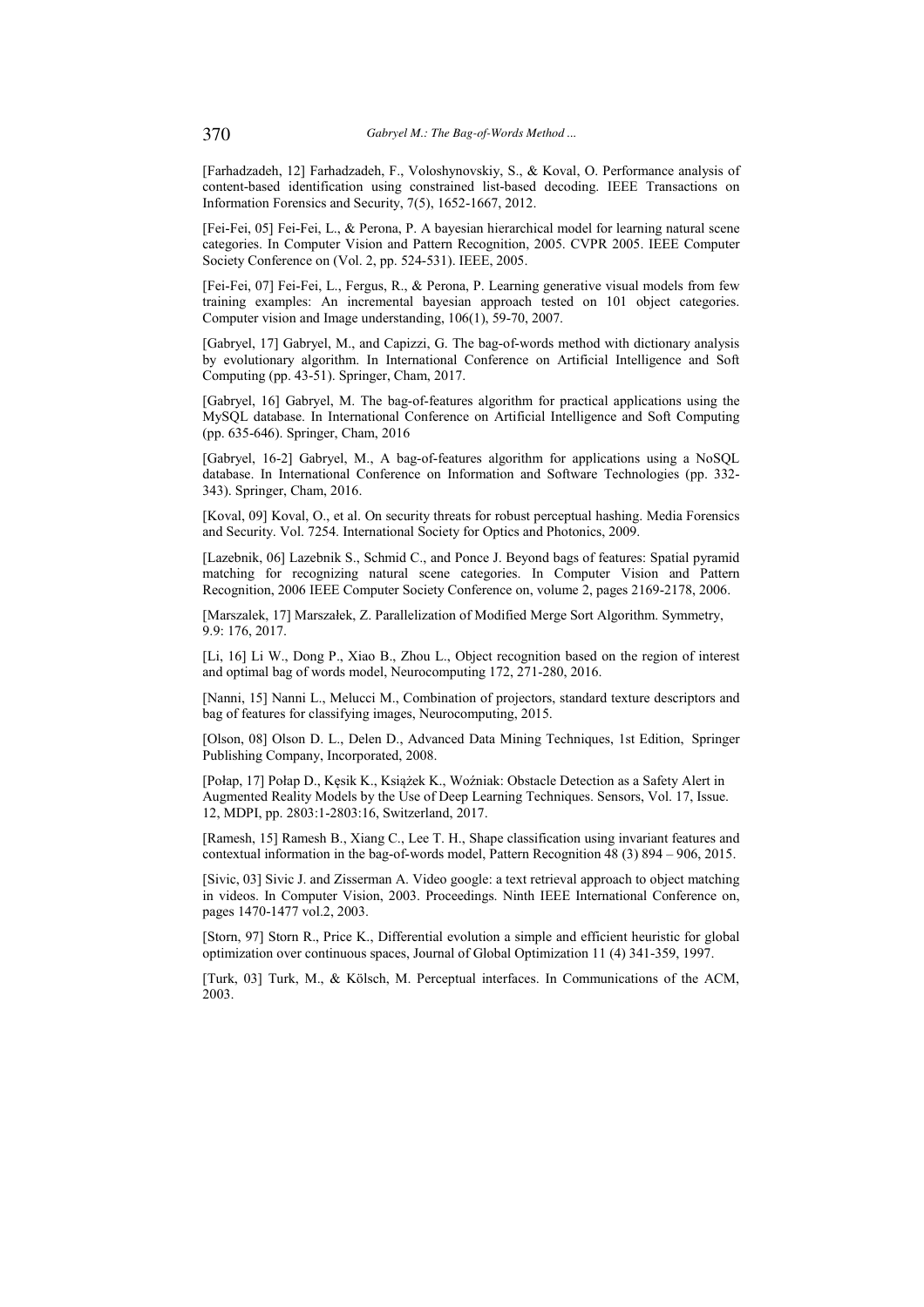[Farhadzadeh, 12] Farhadzadeh, F., Voloshynovskiy, S., & Koval, O. Performance analysis of content-based identification using constrained list-based decoding. IEEE Transactions on Information Forensics and Security, 7(5), 1652-1667, 2012.

[Fei-Fei, 05] Fei-Fei, L., & Perona, P. A bayesian hierarchical model for learning natural scene categories. In Computer Vision and Pattern Recognition, 2005. CVPR 2005. IEEE Computer Society Conference on (Vol. 2, pp. 524-531). IEEE, 2005.

[Fei-Fei, 07] Fei-Fei, L., Fergus, R., & Perona, P. Learning generative visual models from few training examples: An incremental bayesian approach tested on 101 object categories. Computer vision and Image understanding, 106(1), 59-70, 2007.

[Gabryel, 17] Gabryel, M., and Capizzi, G. The bag-of-words method with dictionary analysis by evolutionary algorithm. In International Conference on Artificial Intelligence and Soft Computing (pp. 43-51). Springer, Cham, 2017.

[Gabryel, 16] Gabryel, M. The bag-of-features algorithm for practical applications using the MySQL database. In International Conference on Artificial Intelligence and Soft Computing (pp. 635-646). Springer, Cham, 2016

[Gabryel, 16-2] Gabryel, M., A bag-of-features algorithm for applications using a NoSQL database. In International Conference on Information and Software Technologies (pp. 332-343). Springer, Cham, 2016.

[Koval, 09] Koval, O., et al. On security threats for robust perceptual hashing. Media Forensics and Security. Vol. 7254. International Society for Optics and Photonics, 2009.

[Lazebnik, 06] Lazebnik S., Schmid C., and Ponce J. Beyond bags of features: Spatial pyramid matching for recognizing natural scene categories. In Computer Vision and Pattern Recognition, 2006 IEEE Computer Society Conference on, volume 2, pages 2169-2178, 2006.

[Marszalek, 17] Marszałek, Z. Parallelization of Modified Merge Sort Algorithm. Symmetry, 9.9: 176, 2017.

[Li, 16] Li W., Dong P., Xiao B., Zhou L., Object recognition based on the region of interest and optimal bag of words model, Neurocomputing 172, 271-280, 2016.

[Nanni, 15] Nanni L., Melucci M., Combination of projectors, standard texture descriptors and bag of features for classifying images, Neurocomputing, 2015.

[Olson, 08] Olson D. L., Delen D., Advanced Data Mining Techniques, 1st Edition, Springer Publishing Company, Incorporated, 2008.

[Połap, 17] Połap D., Kęsik K., Książek K., Woźniak: Obstacle Detection as a Safety Alert in Augmented Reality Models by the Use of Deep Learning Techniques. Sensors, Vol. 17, Issue. 12, MDPI, pp. 2803:1-2803:16, Switzerland, 2017.

[Ramesh, 15] Ramesh B., Xiang C., Lee T. H., Shape classification using invariant features and contextual information in the bag-of-words model, Pattern Recognition 48 (3) 894 – 906, 2015.

[Sivic, 03] Sivic J. and Zisserman A. Video google: a text retrieval approach to object matching in videos. In Computer Vision, 2003. Proceedings. Ninth IEEE International Conference on, pages 1470-1477 vol.2, 2003.

[Storn, 97] Storn R., Price K., Differential evolution a simple and efficient heuristic for global optimization over continuous spaces, Journal of Global Optimization 11 (4) 341-359, 1997.

[Turk, 03] Turk, M., & Kölsch, M. Perceptual interfaces. In Communications of the ACM, 2003.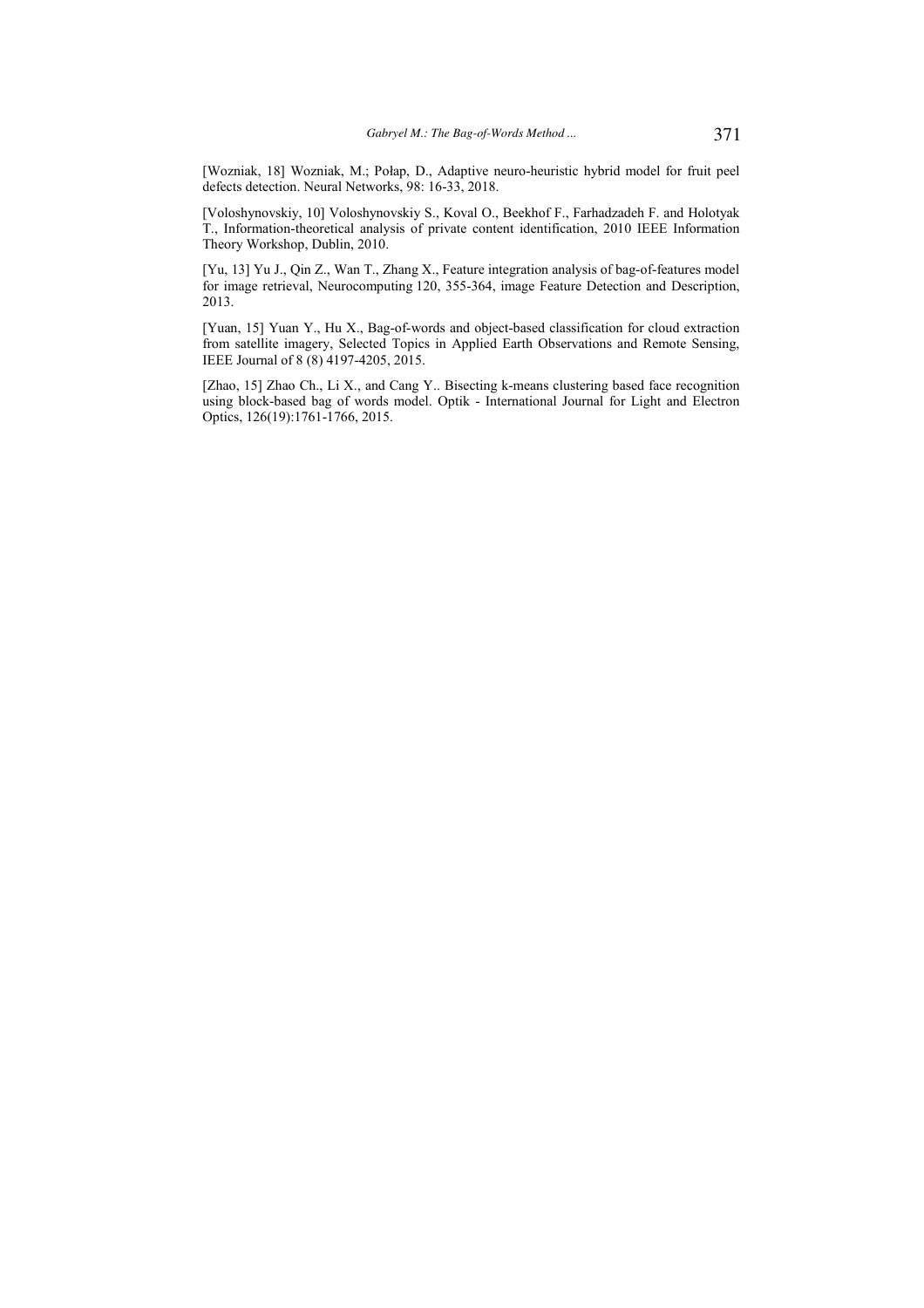[Wozniak, 18] Wozniak, M.; Połap, D., Adaptive neuro-heuristic hybrid model for fruit peel defects detection. Neural Networks, 98: 16-33, 2018.

[Voloshynovskiy, 10] Voloshynovskiy S., Koval O., Beekhof F., Farhadzadeh F. and Holotyak T., Information-theoretical analysis of private content identification, 2010 IEEE Information Theory Workshop, Dublin, 2010.

[Yu, 13] Yu J., Qin Z., Wan T., Zhang X., Feature integration analysis of bag-of-features model for image retrieval, Neurocomputing 120, 355-364, image Feature Detection and Description, 2013.

[Yuan, 15] Yuan Y., Hu X., Bag-of-words and object-based classification for cloud extraction from satellite imagery, Selected Topics in Applied Earth Observations and Remote Sensing, IEEE Journal of 8 (8) 4197-4205, 2015.

[Zhao, 15] Zhao Ch., Li X., and Cang Y.. Bisecting k-means clustering based face recognition using block-based bag of words model. Optik - International Journal for Light and Electron Optics, 126(19):1761-1766, 2015.